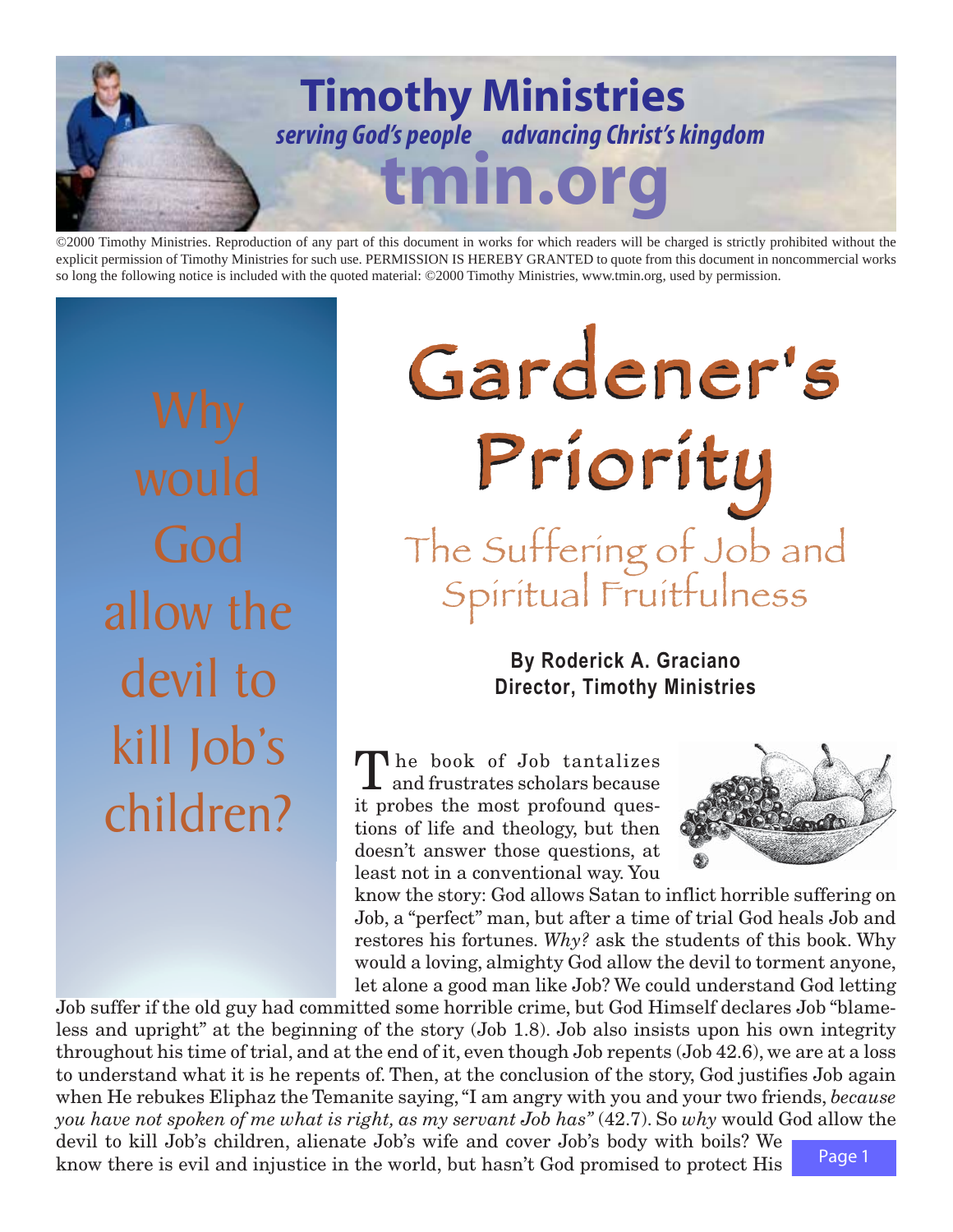Timothy Ministries

*serving God's people advancing Christ's kingdom*

tmin.org

©2000 Timothy Ministries. Reproduction of any part of this document in works for which readers will be charged is strictly prohibited without the explicit permission of Timothy Ministries for such use. PERMISSION IS HEREBY GRANTED to quote from this document in noncommercial works so long the following notice is included with the quoted material: ©2000 Timothy Ministries, www.tmin.org, used by permission.

# Gardener's Priority

## The Suffering of Job and Spiritual Fruitfulness

**By Roderick A. Graciano**
**Director, Timothy Ministries**

Why would God allow the devil to kill Job's children?

The book of Job tantalizes and frustrates scholars because it probes the most profound questions of life and theology, but then doesn't answer those questions, at least not in a conventional way. You know the story: God allows Satan to inflict horrible suffering on Job, a "perfect" man, but after a time of trial God heals Job and restores his fortunes. *Why?* ask the students of this book. Why would a loving, almighty God allow the devil to torment anyone, let alone a good man like Job? We could understand God letting Job suffer if the old guy had committed some horrible crime, but God Himself declares Job "blameless and upright" at the beginning of the story (Job 1.8). Job also insists upon his own integrity throughout his time of trial, and at the end of it, even though Job repents (Job 42.6), we are at a loss to understand what it is he repents of. Then, at the conclusion of the story, God justifies Job again when He rebukes Eliphaz the Temanite saying, "I am angry with you and your two friends, *because you have not spoken of me what is right, as my servant Job has"* (42.7). So *why* would God allow the devil to kill Job's children, alienate Job's wife and cover Job's body with boils? We know there is evil and injustice in the world, but hasn't God promised to protect His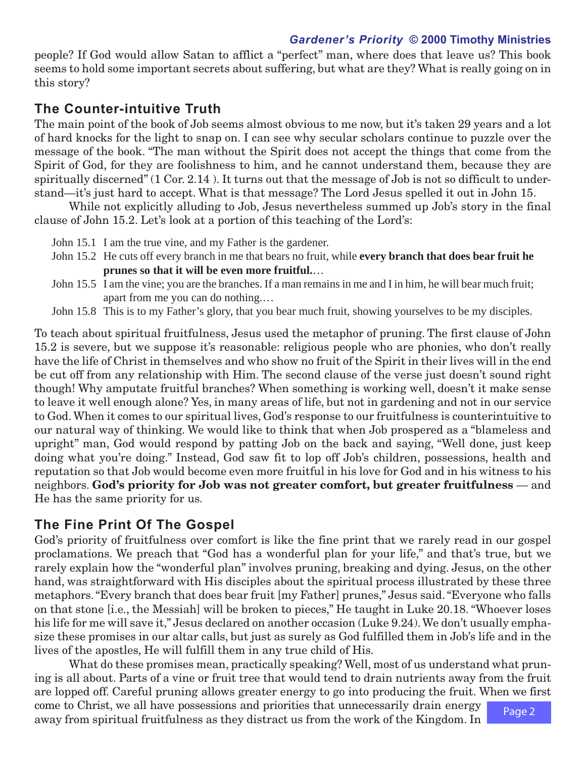people? If God would allow Satan to afflict a "perfect" man, where does that leave us? This book seems to hold some important secrets about suffering, but what are they? What is really going on in this story?

## The Counter-intuitive Truth

The main point of the book of Job seems almost obvious to me now, but it's taken 29 years and a lot of hard knocks for the light to snap on. I can see why secular scholars continue to puzzle over the message of the book. "The man without the Spirit does not accept the things that come from the Spirit of God, for they are foolishness to him, and he cannot understand them, because they are spiritually discerned" (1 Cor. 2.14 ). It turns out that the message of Job is not so difficult to understand—it's just hard to accept. What is that message? The Lord Jesus spelled it out in John 15.

While not explicitly alluding to Job, Jesus nevertheless summed up Job's story in the final clause of John 15.2. Let's look at a portion of this teaching of the Lord's:

John 15.1 I am the true vine, and my Father is the gardener.
John 15.2 He cuts off every branch in me that bears no fruit, while **every branch that does bear fruit he prunes so that it will be even more fruitful.**…
John 15.5 I am the vine; you are the branches. If a man remains in me and I in him, he will bear much fruit; apart from me you can do nothing.…
John 15.8 This is to my Father's glory, that you bear much fruit, showing yourselves to be my disciples.

To teach about spiritual fruitfulness, Jesus used the metaphor of pruning. The first clause of John 15.2 is severe, but we suppose it's reasonable: religious people who are phonies, who don't really have the life of Christ in themselves and who show no fruit of the Spirit in their lives will in the end be cut off from any relationship with Him. The second clause of the verse just doesn't sound right though! Why amputate fruitful branches? When something is working well, doesn't it make sense to leave it well enough alone? Yes, in many areas of life, but not in gardening and not in our service to God. When it comes to our spiritual lives, God's response to our fruitfulness is counterintuitive to our natural way of thinking. We would like to think that when Job prospered as a "blameless and upright" man, God would respond by patting Job on the back and saying, "Well done, just keep doing what you're doing." Instead, God saw fit to lop off Job's children, possessions, health and reputation so that Job would become even more fruitful in his love for God and in his witness to his neighbors. **God's priority for Job was not greater comfort, but greater fruitfulness** — and He has the same priority for us.

## The Fine Print Of The Gospel

God's priority of fruitfulness over comfort is like the fine print that we rarely read in our gospel proclamations. We preach that "God has a wonderful plan for your life," and that's true, but we rarely explain how the "wonderful plan" involves pruning, breaking and dying. Jesus, on the other hand, was straightforward with His disciples about the spiritual process illustrated by these three metaphors. "Every branch that does bear fruit [my Father] prunes," Jesus said. "Everyone who falls on that stone [i.e., the Messiah] will be broken to pieces," He taught in Luke 20.18. "Whoever loses his life for me will save it," Jesus declared on another occasion (Luke 9.24). We don't usually emphasize these promises in our altar calls, but just as surely as God fulfilled them in Job's life and in the lives of the apostles, He will fulfill them in any true child of His.

What do these promises mean, practically speaking? Well, most of us understand what pruning is all about. Parts of a vine or fruit tree that would tend to drain nutrients away from the fruit are lopped off. Careful pruning allows greater energy to go into producing the fruit. When we first come to Christ, we all have possessions and priorities that unnecessarily drain energy away from spiritual fruitfulness as they distract us from the work of the Kingdom. In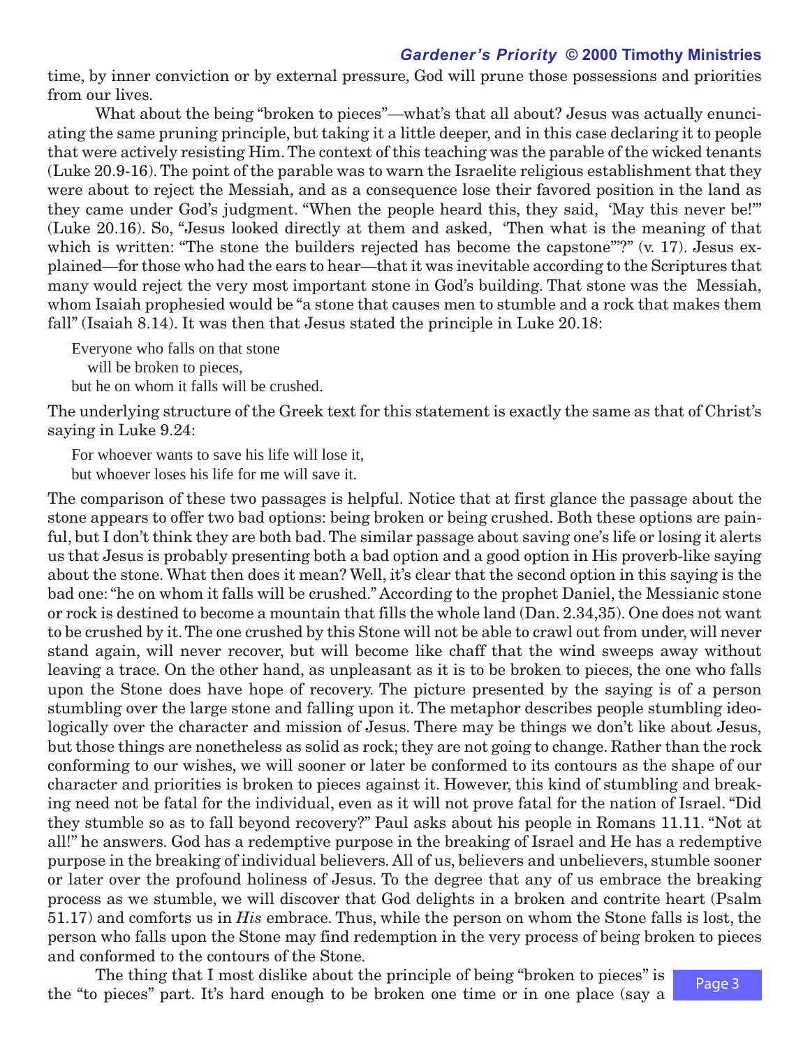time, by inner conviction or by external pressure, God will prune those possessions and priorities from our lives.

What about the being "broken to pieces"—what's that all about? Jesus was actually enunciating the same pruning principle, but taking it a little deeper, and in this case declaring it to people that were actively resisting Him. The context of this teaching was the parable of the wicked tenants (Luke 20.9-16). The point of the parable was to warn the Israelite religious establishment that they were about to reject the Messiah, and as a consequence lose their favored position in the land as they came under God's judgment. "When the people heard this, they said, 'May this never be!'" (Luke 20.16). So, "Jesus looked directly at them and asked, 'Then what is the meaning of that which is written: "The stone the builders rejected has become the capstone"?'" (v. 17). Jesus explained—for those who had the ears to hear—that it was inevitable according to the Scriptures that many would reject the very most important stone in God's building. That stone was the Messiah, whom Isaiah prophesied would be "a stone that causes men to stumble and a rock that makes them fall" (Isaiah 8.14). It was then that Jesus stated the principle in Luke 20.18:

> Everyone who falls on that stone
> will be broken to pieces,
> but he on whom it falls will be crushed.

The underlying structure of the Greek text for this statement is exactly the same as that of Christ's saying in Luke 9.24:

> For whoever wants to save his life will lose it,
> but whoever loses his life for me will save it.

The comparison of these two passages is helpful. Notice that at first glance the passage about the stone appears to offer two bad options: being broken or being crushed. Both these options are painful, but I don't think they are both bad. The similar passage about saving one's life or losing it alerts us that Jesus is probably presenting both a bad option and a good option in His proverb-like saying about the stone. What then does it mean? Well, it's clear that the second option in this saying is the bad one: "he on whom it falls will be crushed." According to the prophet Daniel, the Messianic stone or rock is destined to become a mountain that fills the whole land (Dan. 2.34,35). One does not want to be crushed by it. The one crushed by this Stone will not be able to crawl out from under, will never stand again, will never recover, but will become like chaff that the wind sweeps away without leaving a trace. On the other hand, as unpleasant as it is to be broken to pieces, the one who falls upon the Stone does have hope of recovery. The picture presented by the saying is of a person stumbling over the large stone and falling upon it. The metaphor describes people stumbling ideologically over the character and mission of Jesus. There may be things we don't like about Jesus, but those things are nonetheless as solid as rock; they are not going to change. Rather than the rock conforming to our wishes, we will sooner or later be conformed to its contours as the shape of our character and priorities is broken to pieces against it. However, this kind of stumbling and breaking need not be fatal for the individual, even as it will not prove fatal for the nation of Israel. "Did they stumble so as to fall beyond recovery?" Paul asks about his people in Romans 11.11. "Not at all!" he answers. God has a redemptive purpose in the breaking of Israel and He has a redemptive purpose in the breaking of individual believers. All of us, believers and unbelievers, stumble sooner or later over the profound holiness of Jesus. To the degree that any of us embrace the breaking process as we stumble, we will discover that God delights in a broken and contrite heart (Psalm 51.17) and comforts us in *His* embrace. Thus, while the person on whom the Stone falls is lost, the person who falls upon the Stone may find redemption in the very process of being broken to pieces and conformed to the contours of the Stone.

The thing that I most dislike about the principle of being "broken to pieces" is the "to pieces" part. It's hard enough to be broken one time or in one place (say a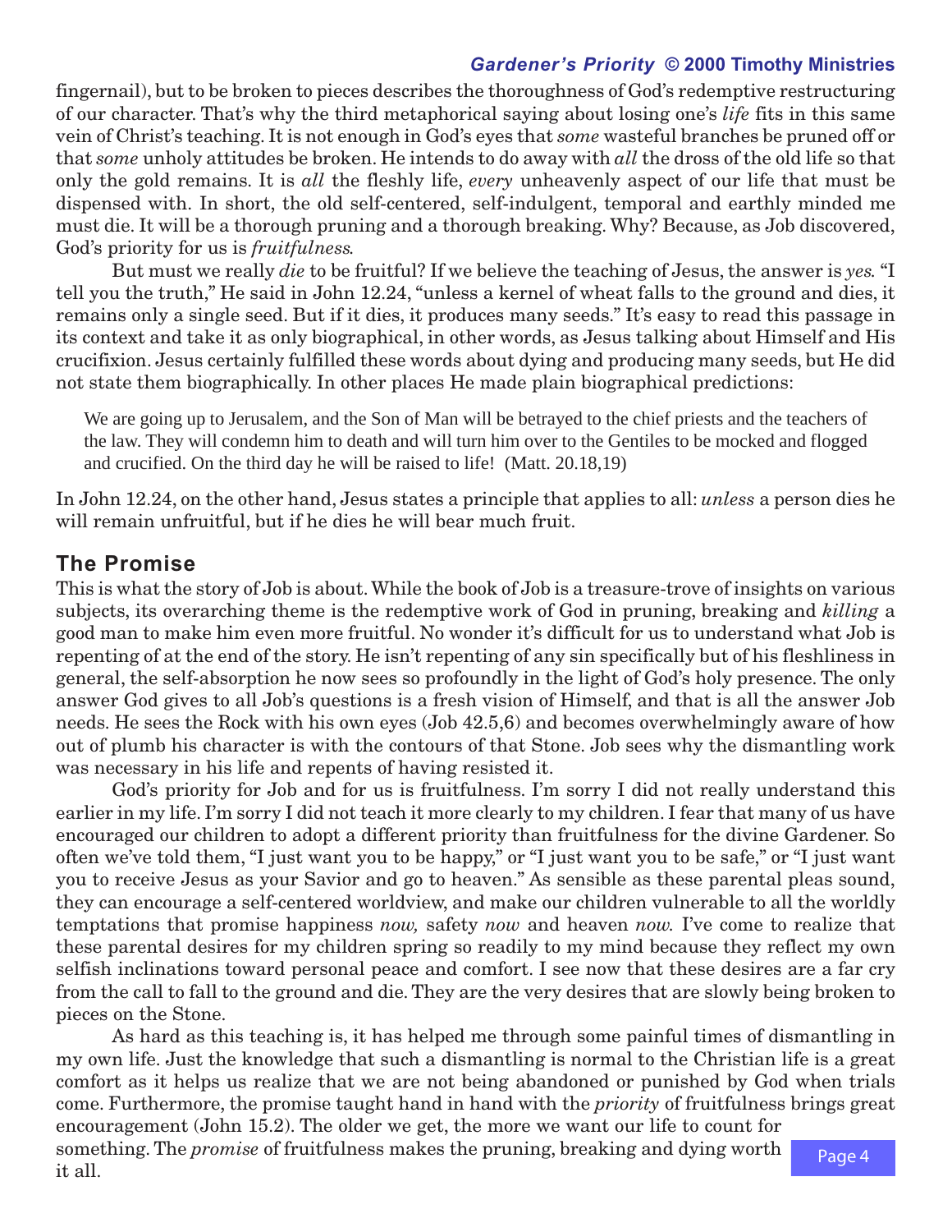fingernail), but to be broken to pieces describes the thoroughness of God's redemptive restructuring of our character. That's why the third metaphorical saying about losing one's *life* fits in this same vein of Christ's teaching. It is not enough in God's eyes that *some* wasteful branches be pruned off or that *some* unholy attitudes be broken. He intends to do away with *all* the dross of the old life so that only the gold remains. It is *all* the fleshly life, *every* unheavenly aspect of our life that must be dispensed with. In short, the old self-centered, self-indulgent, temporal and earthly minded me must die. It will be a thorough pruning and a thorough breaking. Why? Because, as Job discovered, God's priority for us is *fruitfulness.*

But must we really *die* to be fruitful? If we believe the teaching of Jesus, the answer is *yes.* "I tell you the truth," He said in John 12.24, "unless a kernel of wheat falls to the ground and dies, it remains only a single seed. But if it dies, it produces many seeds." It's easy to read this passage in its context and take it as only biographical, in other words, as Jesus talking about Himself and His crucifixion. Jesus certainly fulfilled these words about dying and producing many seeds, but He did not state them biographically. In other places He made plain biographical predictions:

> We are going up to Jerusalem, and the Son of Man will be betrayed to the chief priests and the teachers of the law. They will condemn him to death and will turn him over to the Gentiles to be mocked and flogged and crucified. On the third day he will be raised to life! (Matt. 20.18,19)

In John 12.24, on the other hand, Jesus states a principle that applies to all: *unless* a person dies he will remain unfruitful, but if he dies he will bear much fruit.

## The Promise

This is what the story of Job is about. While the book of Job is a treasure-trove of insights on various subjects, its overarching theme is the redemptive work of God in pruning, breaking and *killing* a good man to make him even more fruitful. No wonder it's difficult for us to understand what Job is repenting of at the end of the story. He isn't repenting of any sin specifically but of his fleshliness in general, the self-absorption he now sees so profoundly in the light of God's holy presence. The only answer God gives to all Job's questions is a fresh vision of Himself, and that is all the answer Job needs. He sees the Rock with his own eyes (Job 42.5,6) and becomes overwhelmingly aware of how out of plumb his character is with the contours of that Stone. Job sees why the dismantling work was necessary in his life and repents of having resisted it.

God's priority for Job and for us is fruitfulness. I'm sorry I did not really understand this earlier in my life. I'm sorry I did not teach it more clearly to my children. I fear that many of us have encouraged our children to adopt a different priority than fruitfulness for the divine Gardener. So often we've told them, "I just want you to be happy," or "I just want you to be safe," or "I just want you to receive Jesus as your Savior and go to heaven." As sensible as these parental pleas sound, they can encourage a self-centered worldview, and make our children vulnerable to all the worldly temptations that promise happiness *now,* safety *now* and heaven *now.* I've come to realize that these parental desires for my children spring so readily to my mind because they reflect my own selfish inclinations toward personal peace and comfort. I see now that these desires are a far cry from the call to fall to the ground and die. They are the very desires that are slowly being broken to pieces on the Stone.

As hard as this teaching is, it has helped me through some painful times of dismantling in my own life. Just the knowledge that such a dismantling is normal to the Christian life is a great comfort as it helps us realize that we are not being abandoned or punished by God when trials come. Furthermore, the promise taught hand in hand with the *priority* of fruitfulness brings great encouragement (John 15.2). The older we get, the more we want our life to count for something. The *promise* of fruitfulness makes the pruning, breaking and dying worth it all.